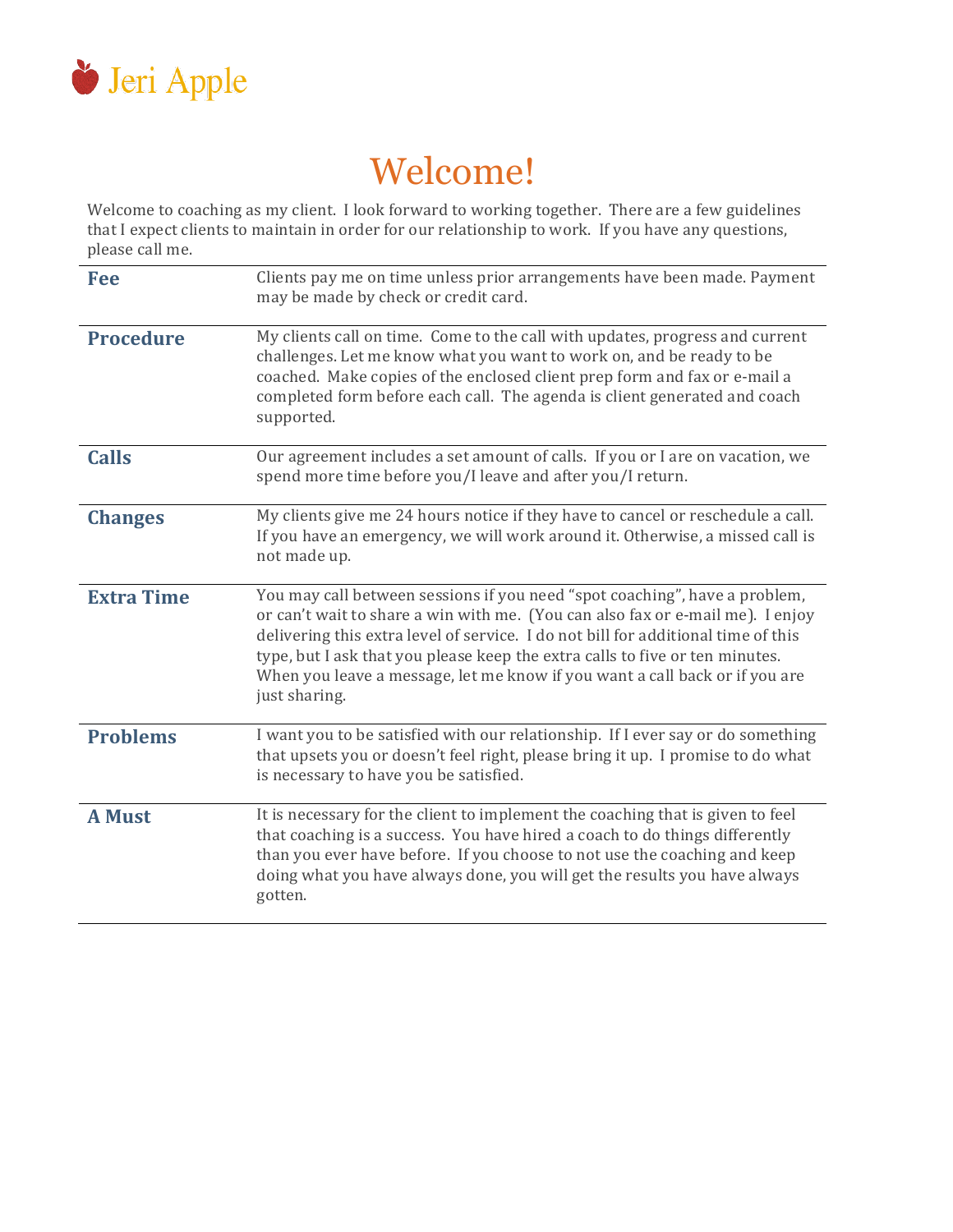Jeri Apple

# Welcome!

Welcome to coaching as my client. I look forward to working together. There are a few guidelines that I expect clients to maintain in order for our relationship to work. If you have any questions, please call me.

| | |
|---|---|
| **Fee** | Clients pay me on time unless prior arrangements have been made. Payment may be made by check or credit card. |
| **Procedure** | My clients call on time. Come to the call with updates, progress and current challenges. Let me know what you want to work on, and be ready to be coached. Make copies of the enclosed client prep form and fax or e-mail a completed form before each call. The agenda is client generated and coach supported. |
| **Calls** | Our agreement includes a set amount of calls. If you or I are on vacation, we spend more time before you/I leave and after you/I return. |
| **Changes** | My clients give me 24 hours notice if they have to cancel or reschedule a call. If you have an emergency, we will work around it. Otherwise, a missed call is not made up. |
| **Extra Time** | You may call between sessions if you need "spot coaching", have a problem, or can't wait to share a win with me. (You can also fax or e-mail me). I enjoy delivering this extra level of service. I do not bill for additional time of this type, but I ask that you please keep the extra calls to five or ten minutes. When you leave a message, let me know if you want a call back or if you are just sharing. |
| **Problems** | I want you to be satisfied with our relationship. If I ever say or do something that upsets you or doesn't feel right, please bring it up. I promise to do what is necessary to have you be satisfied. |
| **A Must** | It is necessary for the client to implement the coaching that is given to feel that coaching is a success. You have hired a coach to do things differently than you ever have before. If you choose to not use the coaching and keep doing what you have always done, you will get the results you have always gotten. |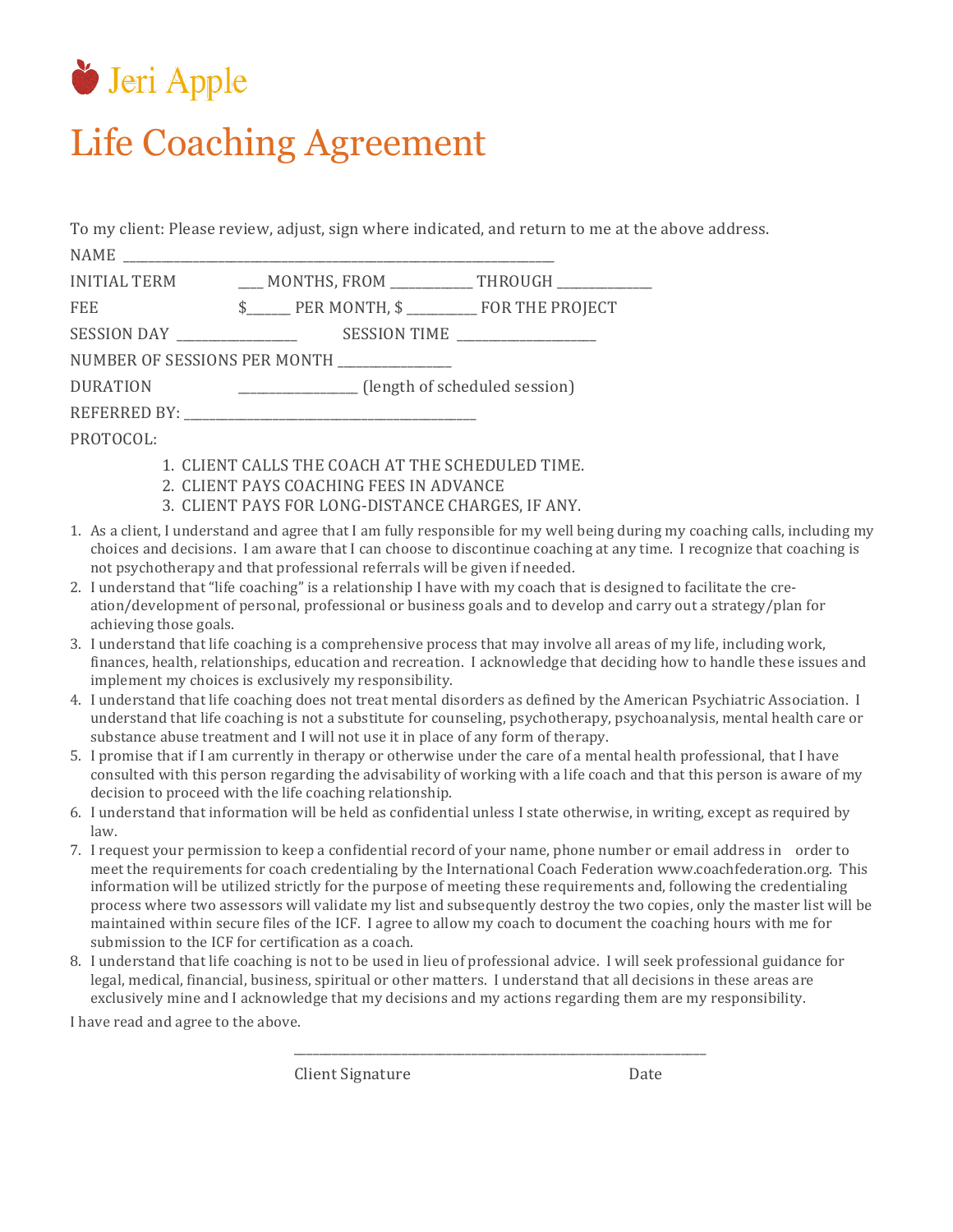Jeri Apple

# Life Coaching Agreement

To my client: Please review, adjust, sign where indicated, and return to me at the above address.

NAME ____________________________________________________________

INITIAL TERM ___ MONTHS, FROM ____________ THROUGH _____________

FEE $______ PER MONTH, $ __________ FOR THE PROJECT

SESSION DAY _________________ SESSION TIME ____________________

NUMBER OF SESSIONS PER MONTH ________________

DURATION _________________ (length of scheduled session)

REFERRED BY: ___________________________________________

PROTOCOL:

1. CLIENT CALLS THE COACH AT THE SCHEDULED TIME.
2. CLIENT PAYS COACHING FEES IN ADVANCE
3. CLIENT PAYS FOR LONG-DISTANCE CHARGES, IF ANY.

1. As a client, I understand and agree that I am fully responsible for my well being during my coaching calls, including my choices and decisions. I am aware that I can choose to discontinue coaching at any time. I recognize that coaching is not psychotherapy and that professional referrals will be given if needed.
2. I understand that "life coaching" is a relationship I have with my coach that is designed to facilitate the creation/development of personal, professional or business goals and to develop and carry out a strategy/plan for achieving those goals.
3. I understand that life coaching is a comprehensive process that may involve all areas of my life, including work, finances, health, relationships, education and recreation. I acknowledge that deciding how to handle these issues and implement my choices is exclusively my responsibility.
4. I understand that life coaching does not treat mental disorders as defined by the American Psychiatric Association. I understand that life coaching is not a substitute for counseling, psychotherapy, psychoanalysis, mental health care or substance abuse treatment and I will not use it in place of any form of therapy.
5. I promise that if I am currently in therapy or otherwise under the care of a mental health professional, that I have consulted with this person regarding the advisability of working with a life coach and that this person is aware of my decision to proceed with the life coaching relationship.
6. I understand that information will be held as confidential unless I state otherwise, in writing, except as required by law.
7. I request your permission to keep a confidential record of your name, phone number or email address in order to meet the requirements for coach credentialing by the International Coach Federation www.coachfederation.org. This information will be utilized strictly for the purpose of meeting these requirements and, following the credentialing process where two assessors will validate my list and subsequently destroy the two copies, only the master list will be maintained within secure files of the ICF. I agree to allow my coach to document the coaching hours with me for submission to the ICF for certification as a coach.
8. I understand that life coaching is not to be used in lieu of professional advice. I will seek professional guidance for legal, medical, financial, business, spiritual or other matters. I understand that all decisions in these areas are exclusively mine and I acknowledge that my decisions and my actions regarding them are my responsibility.

I have read and agree to the above.

_______________________________________________________________

Client Signature Date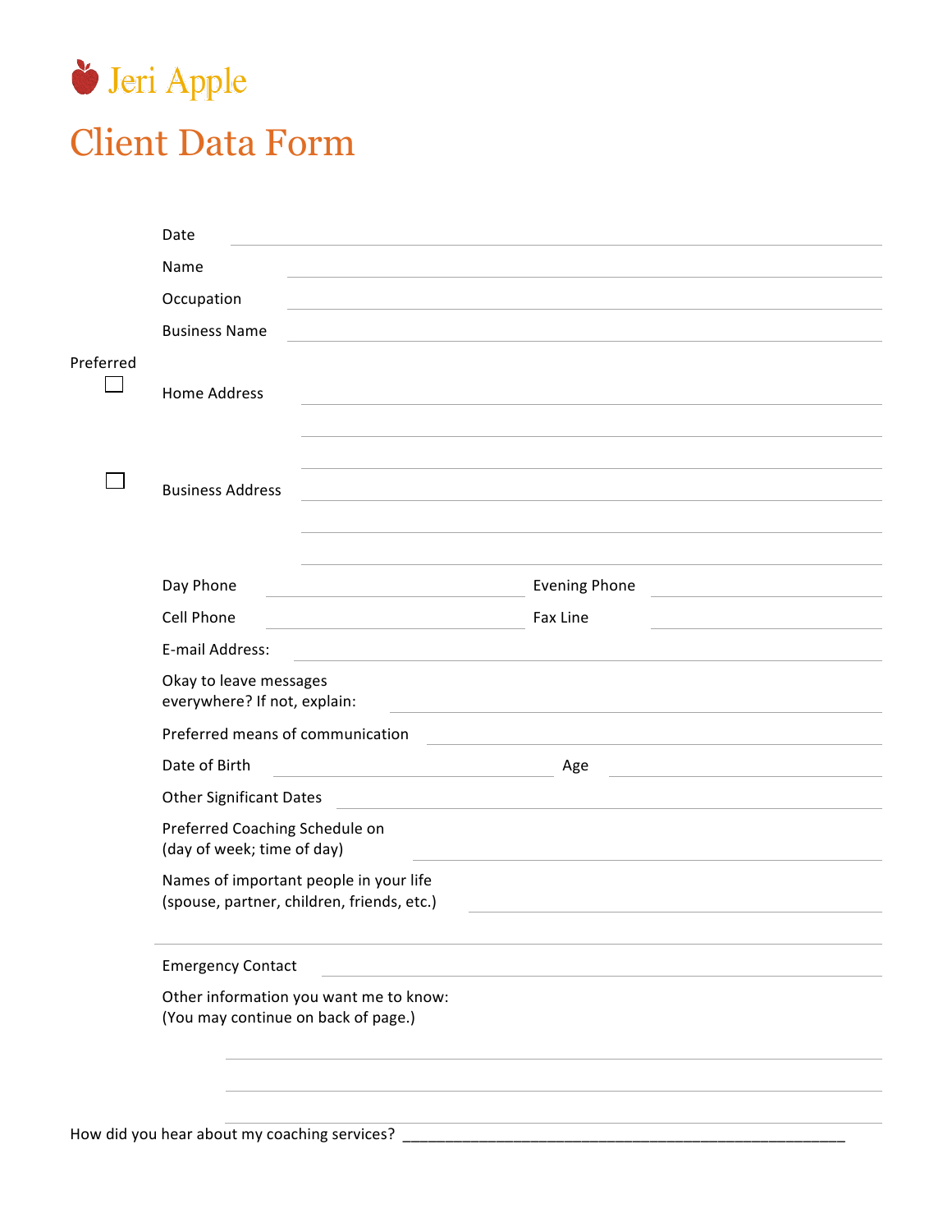Jeri Apple

# Client Data Form

Date \_\_\_\_\_\_\_\_\_\_\_\_\_\_\_\_\_\_\_\_\_\_\_\_\_\_\_\_\_\_\_\_\_\_\_\_\_\_\_\_\_\_\_\_

Name \_\_\_\_\_\_\_\_\_\_\_\_\_\_\_\_\_\_\_\_\_\_\_\_\_\_\_\_\_\_\_\_\_\_\_\_\_\_\_\_\_\_\_\_

Occupation \_\_\_\_\_\_\_\_\_\_\_\_\_\_\_\_\_\_\_\_\_\_\_\_\_\_\_\_\_\_\_\_\_\_\_\_\_\_\_\_\_\_\_\_

Business Name \_\_\_\_\_\_\_\_\_\_\_\_\_\_\_\_\_\_\_\_\_\_\_\_\_\_\_\_\_\_\_\_\_\_\_\_\_\_\_\_\_\_\_\_

Preferred

☐ Home Address \_\_\_\_\_\_\_\_\_\_\_\_\_\_\_\_\_\_\_\_\_\_\_\_\_\_\_\_\_\_\_\_\_\_\_\_\_\_\_\_\_\_\_\_

\_\_\_\_\_\_\_\_\_\_\_\_\_\_\_\_\_\_\_\_\_\_\_\_\_\_\_\_\_\_\_\_\_\_\_\_\_\_\_\_\_\_\_\_

\_\_\_\_\_\_\_\_\_\_\_\_\_\_\_\_\_\_\_\_\_\_\_\_\_\_\_\_\_\_\_\_\_\_\_\_\_\_\_\_\_\_\_\_

☐ Business Address \_\_\_\_\_\_\_\_\_\_\_\_\_\_\_\_\_\_\_\_\_\_\_\_\_\_\_\_\_\_\_\_\_\_\_\_\_\_\_\_\_\_\_\_

\_\_\_\_\_\_\_\_\_\_\_\_\_\_\_\_\_\_\_\_\_\_\_\_\_\_\_\_\_\_\_\_\_\_\_\_\_\_\_\_\_\_\_\_

\_\_\_\_\_\_\_\_\_\_\_\_\_\_\_\_\_\_\_\_\_\_\_\_\_\_\_\_\_\_\_\_\_\_\_\_\_\_\_\_\_\_\_\_

Day Phone \_\_\_\_\_\_\_\_\_\_\_\_\_\_\_\_\_\_\_\_ Evening Phone \_\_\_\_\_\_\_\_\_\_\_\_\_\_\_\_\_\_\_\_

Cell Phone \_\_\_\_\_\_\_\_\_\_\_\_\_\_\_\_\_\_\_\_ Fax Line \_\_\_\_\_\_\_\_\_\_\_\_\_\_\_\_\_\_\_\_

E-mail Address: \_\_\_\_\_\_\_\_\_\_\_\_\_\_\_\_\_\_\_\_\_\_\_\_\_\_\_\_\_\_\_\_\_\_\_\_\_\_\_\_\_\_\_\_

Okay to leave messages everywhere? If not, explain: \_\_\_\_\_\_\_\_\_\_\_\_\_\_\_\_\_\_\_\_\_\_\_\_\_\_\_\_\_\_\_\_\_\_\_\_\_\_\_\_\_\_\_\_

Preferred means of communication \_\_\_\_\_\_\_\_\_\_\_\_\_\_\_\_\_\_\_\_\_\_\_\_\_\_\_\_\_\_\_\_\_\_\_\_\_\_\_\_\_\_\_\_

Date of Birth \_\_\_\_\_\_\_\_\_\_\_\_\_\_\_\_\_\_\_\_ Age \_\_\_\_\_\_\_\_\_\_\_\_\_\_\_\_\_\_\_\_

Other Significant Dates \_\_\_\_\_\_\_\_\_\_\_\_\_\_\_\_\_\_\_\_\_\_\_\_\_\_\_\_\_\_\_\_\_\_\_\_\_\_\_\_\_\_\_\_

Preferred Coaching Schedule on (day of week; time of day) \_\_\_\_\_\_\_\_\_\_\_\_\_\_\_\_\_\_\_\_\_\_\_\_\_\_\_\_\_\_\_\_\_\_\_\_\_\_\_\_\_\_\_\_

Names of important people in your life (spouse, partner, children, friends, etc.) \_\_\_\_\_\_\_\_\_\_\_\_\_\_\_\_\_\_\_\_\_\_\_\_\_\_\_\_\_\_\_\_\_\_\_\_\_\_\_\_\_\_\_\_

\_\_\_\_\_\_\_\_\_\_\_\_\_\_\_\_\_\_\_\_\_\_\_\_\_\_\_\_\_\_\_\_\_\_\_\_\_\_\_\_\_\_\_\_

Emergency Contact \_\_\_\_\_\_\_\_\_\_\_\_\_\_\_\_\_\_\_\_\_\_\_\_\_\_\_\_\_\_\_\_\_\_\_\_\_\_\_\_\_\_\_\_

Other information you want me to know:
(You may continue on back of page.)

\_\_\_\_\_\_\_\_\_\_\_\_\_\_\_\_\_\_\_\_\_\_\_\_\_\_\_\_\_\_\_\_\_\_\_\_\_\_\_\_\_\_\_\_

\_\_\_\_\_\_\_\_\_\_\_\_\_\_\_\_\_\_\_\_\_\_\_\_\_\_\_\_\_\_\_\_\_\_\_\_\_\_\_\_\_\_\_\_

\_\_\_\_\_\_\_\_\_\_\_\_\_\_\_\_\_\_\_\_\_\_\_\_\_\_\_\_\_\_\_\_\_\_\_\_\_\_\_\_\_\_\_\_

How did you hear about my coaching services? \_\_\_\_\_\_\_\_\_\_\_\_\_\_\_\_\_\_\_\_\_\_\_\_\_\_\_\_\_\_\_\_\_\_\_\_\_\_\_\_\_\_\_\_\_\_\_\_\_\_\_\_\_\_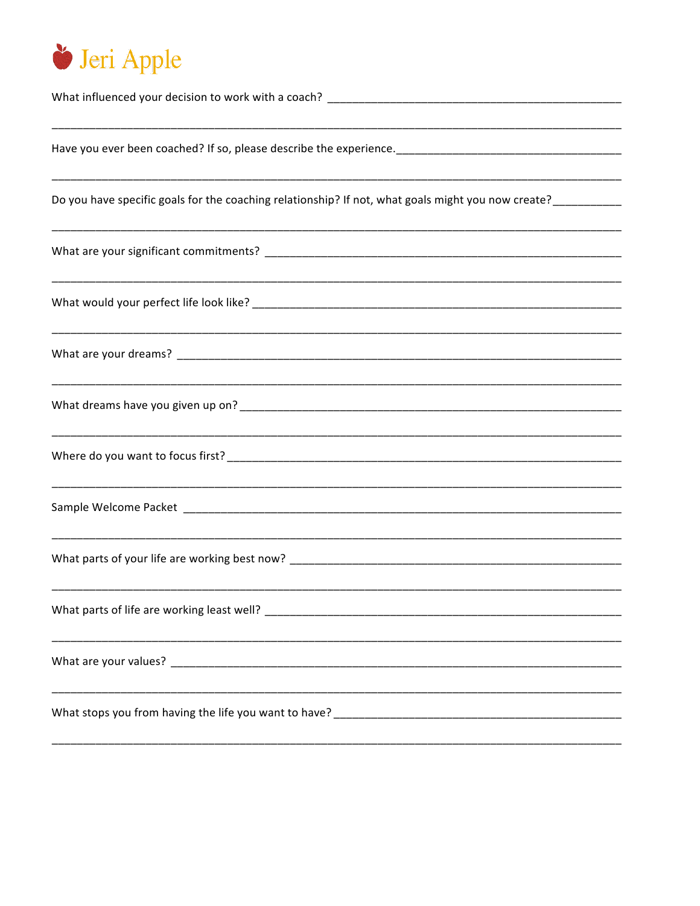# Jeri Apple

What influenced your decision to work with a coach? ______________________________________________

_____________________________________________________________________________________

Have you ever been coached? If so, please describe the experience.____________________________________

_____________________________________________________________________________________

Do you have specific goals for the coaching relationship? If not, what goals might you now create?__________

_____________________________________________________________________________________

What are your significant commitments? ______________________________________________________

_____________________________________________________________________________________

What would your perfect life look like? _______________________________________________________

_____________________________________________________________________________________

What are your dreams? ___________________________________________________________________

_____________________________________________________________________________________

What dreams have you given up on? _________________________________________________________

_____________________________________________________________________________________

Where do you want to focus first? __________________________________________________________

_____________________________________________________________________________________

Sample Welcome Packet __________________________________________________________________

_____________________________________________________________________________________

What parts of your life are working best now? _________________________________________________

_____________________________________________________________________________________

What parts of life are working least well? ____________________________________________________

_____________________________________________________________________________________

What are your values? ___________________________________________________________________

_____________________________________________________________________________________

What stops you from having the life you want to have? __________________________________________

_____________________________________________________________________________________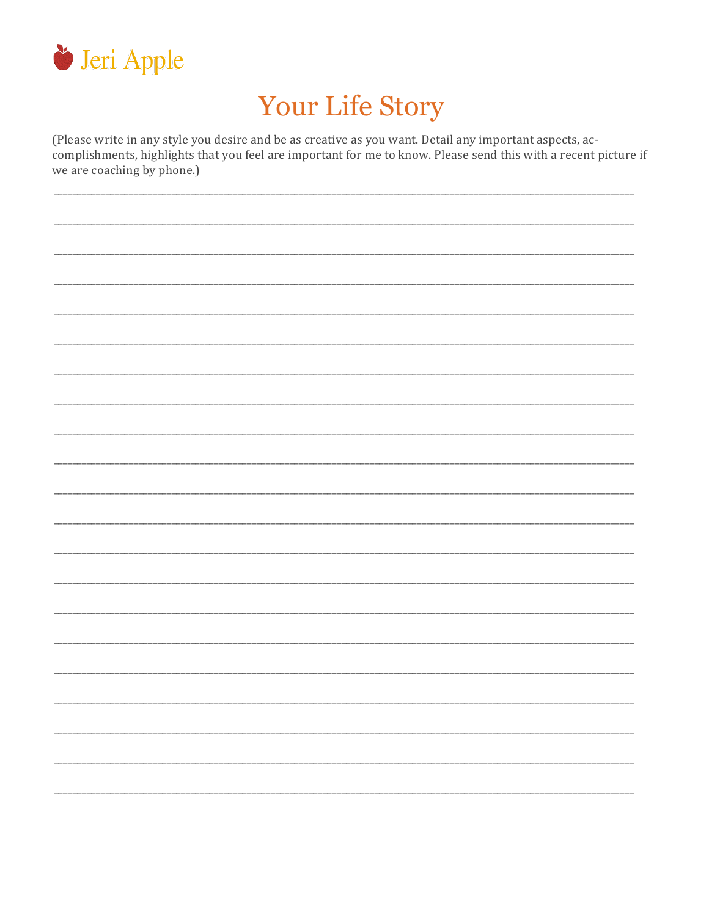Jeri Apple

# Your Life Story

(Please write in any style you desire and be as creative as you want. Detail any important aspects, accomplishments, highlights that you feel are important for me to know. Please send this with a recent picture if we are coaching by phone.)

____________________________________________________________________________________________

____________________________________________________________________________________________

____________________________________________________________________________________________

____________________________________________________________________________________________

____________________________________________________________________________________________

____________________________________________________________________________________________

____________________________________________________________________________________________

____________________________________________________________________________________________

____________________________________________________________________________________________

____________________________________________________________________________________________

____________________________________________________________________________________________

____________________________________________________________________________________________

____________________________________________________________________________________________

____________________________________________________________________________________________

____________________________________________________________________________________________

____________________________________________________________________________________________

____________________________________________________________________________________________

____________________________________________________________________________________________

____________________________________________________________________________________________

____________________________________________________________________________________________

____________________________________________________________________________________________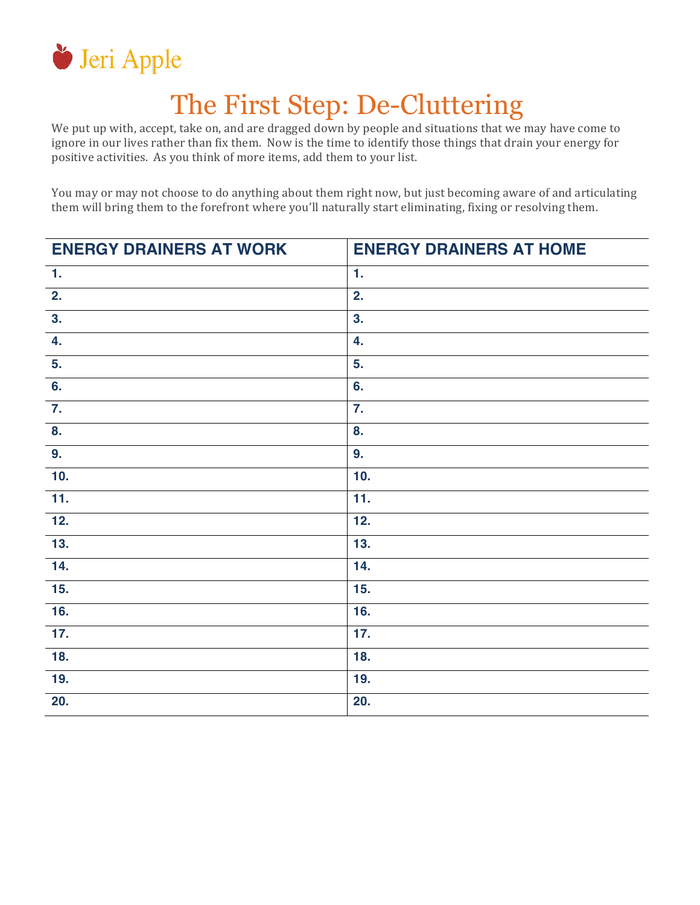Jeri Apple

# The First Step: De-Cluttering

We put up with, accept, take on, and are dragged down by people and situations that we may have come to ignore in our lives rather than fix them. Now is the time to identify those things that drain your energy for positive activities. As you think of more items, add them to your list.

You may or may not choose to do anything about them right now, but just becoming aware of and articulating them will bring them to the forefront where you'll naturally start eliminating, fixing or resolving them.

| ENERGY DRAINERS AT WORK | ENERGY DRAINERS AT HOME |
|---|---|
| 1. | 1. |
| 2. | 2. |
| 3. | 3. |
| 4. | 4. |
| 5. | 5. |
| 6. | 6. |
| 7. | 7. |
| 8. | 8. |
| 9. | 9. |
| 10. | 10. |
| 11. | 11. |
| 12. | 12. |
| 13. | 13. |
| 14. | 14. |
| 15. | 15. |
| 16. | 16. |
| 17. | 17. |
| 18. | 18. |
| 19. | 19. |
| 20. | 20. |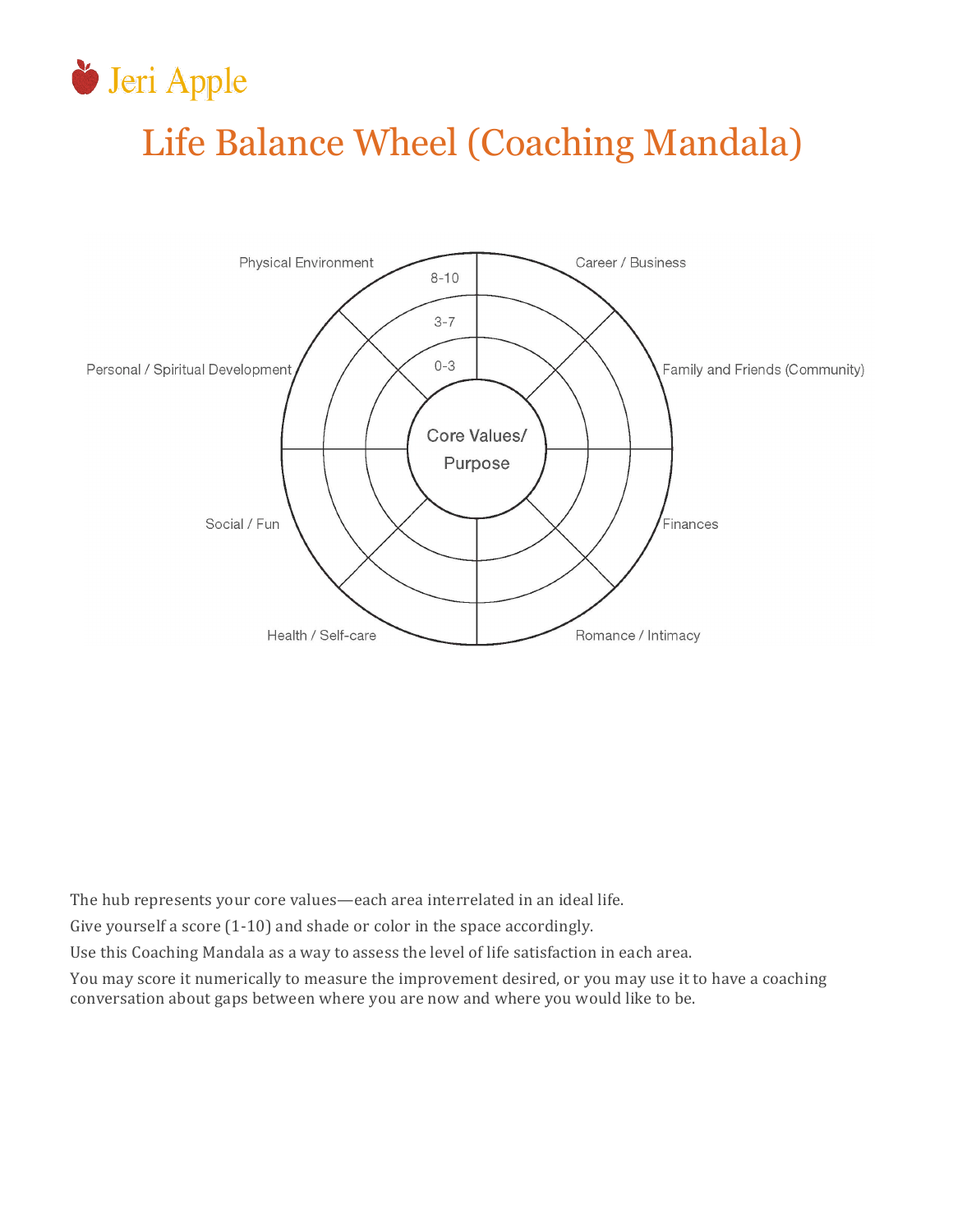Jeri Apple

# Life Balance Wheel (Coaching Mandala)

Physical Environment

Career / Business

8-10

3-7

0-3

Personal / Spiritual Development

Family and Friends (Community)

Core Values/ Purpose

Social / Fun

Finances

Health / Self-care

Romance / Intimacy

The hub represents your core values—each area interrelated in an ideal life.

Give yourself a score (1-10) and shade or color in the space accordingly.

Use this Coaching Mandala as a way to assess the level of life satisfaction in each area.

You may score it numerically to measure the improvement desired, or you may use it to have a coaching conversation about gaps between where you are now and where you would like to be.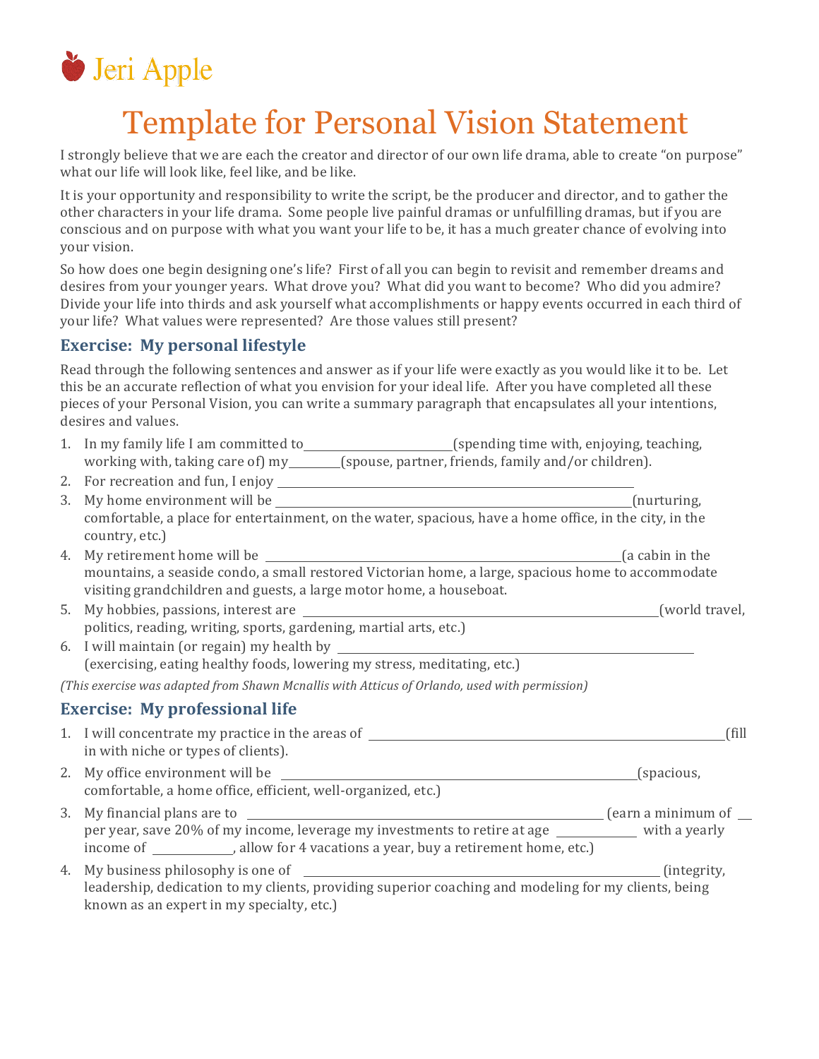Jeri Apple

# Template for Personal Vision Statement

I strongly believe that we are each the creator and director of our own life drama, able to create "on purpose" what our life will look like, feel like, and be like.

It is your opportunity and responsibility to write the script, be the producer and director, and to gather the other characters in your life drama. Some people live painful dramas or unfulfilling dramas, but if you are conscious and on purpose with what you want your life to be, it has a much greater chance of evolving into your vision.

So how does one begin designing one's life? First of all you can begin to revisit and remember dreams and desires from your younger years. What drove you? What did you want to become? Who did you admire? Divide your life into thirds and ask yourself what accomplishments or happy events occurred in each third of your life? What values were represented? Are those values still present?

## Exercise: My personal lifestyle

Read through the following sentences and answer as if your life were exactly as you would like it to be. Let this be an accurate reflection of what you envision for your ideal life. After you have completed all these pieces of your Personal Vision, you can write a summary paragraph that encapsulates all your intentions, desires and values.

1. In my family life I am committed to________________________(spending time with, enjoying, teaching, working with, taking care of) my________(spouse, partner, friends, family and/or children).
2. For recreation and fun, I enjoy ________________________________________________________
3. My home environment will be ________________________________________________________(nurturing, comfortable, a place for entertainment, on the water, spacious, have a home office, in the city, in the country, etc.)
4. My retirement home will be ______________________________________________________(a cabin in the mountains, a seaside condo, a small restored Victorian home, a large, spacious home to accommodate visiting grandchildren and guests, a large motor home, a houseboat.
5. My hobbies, passions, interest are ________________________________________________________(world travel, politics, reading, writing, sports, gardening, martial arts, etc.)
6. I will maintain (or regain) my health by ________________________________________________________ (exercising, eating healthy foods, lowering my stress, meditating, etc.)

*(This exercise was adapted from Shawn Mcnallis with Atticus of Orlando, used with permission)*

## Exercise: My professional life

1. I will concentrate my practice in the areas of ________________________________________________________(fill in with niche or types of clients).
2. My office environment will be ________________________________________________________(spacious, comfortable, a home office, efficient, well-organized, etc.)
3. My financial plans are to ______________________________________________________ (earn a minimum of __ per year, save 20% of my income, leverage my investments to retire at age ____________ with a yearly income of ____________, allow for 4 vacations a year, buy a retirement home, etc.)
4. My business philosophy is one of ________________________________________________________(integrity, leadership, dedication to my clients, providing superior coaching and modeling for my clients, being known as an expert in my specialty, etc.)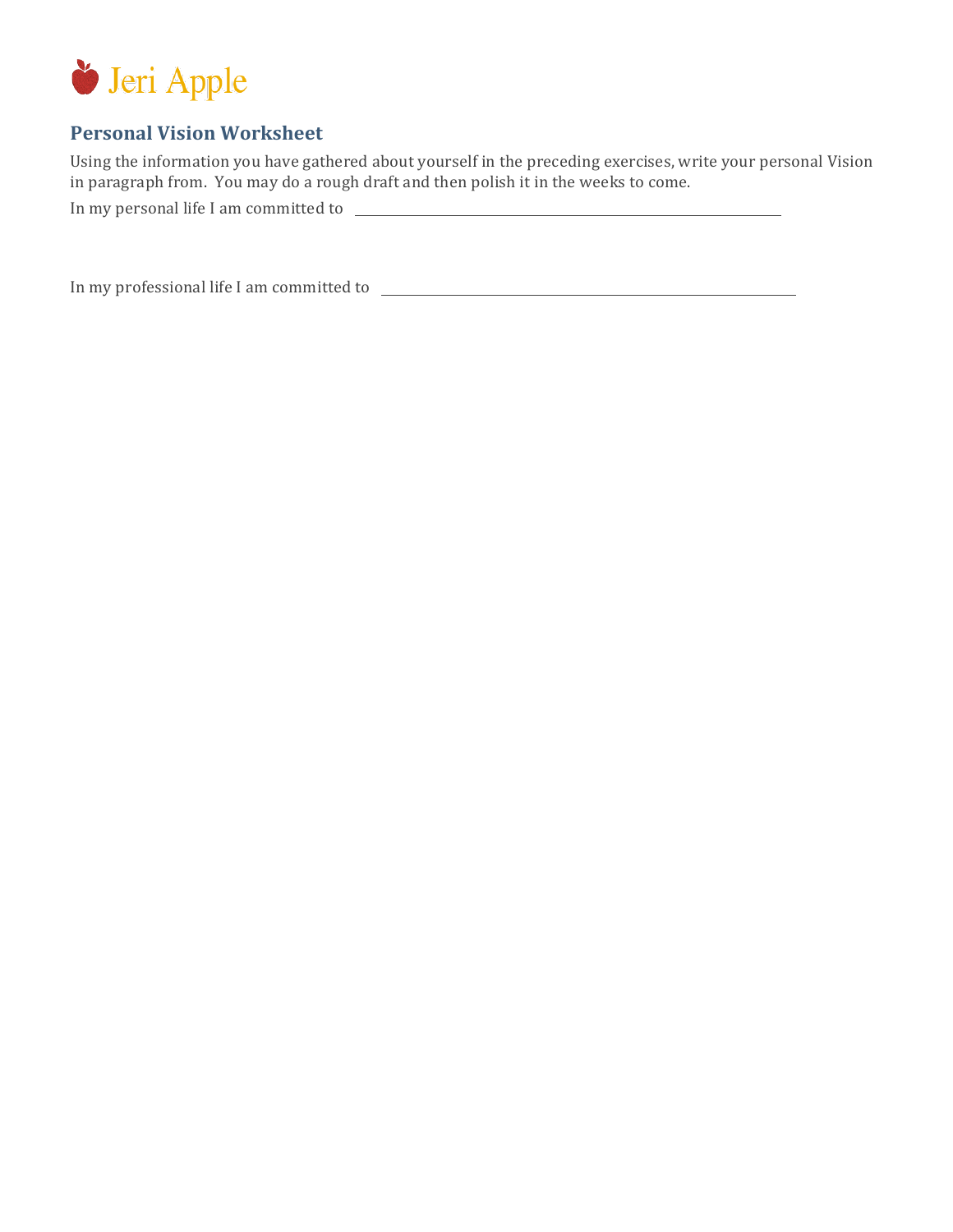Jeri Apple

## Personal Vision Worksheet

Using the information you have gathered about yourself in the preceding exercises, write your personal Vision in paragraph from. You may do a rough draft and then polish it in the weeks to come.

In my personal life I am committed to ______________________________________________

In my professional life I am committed to ______________________________________________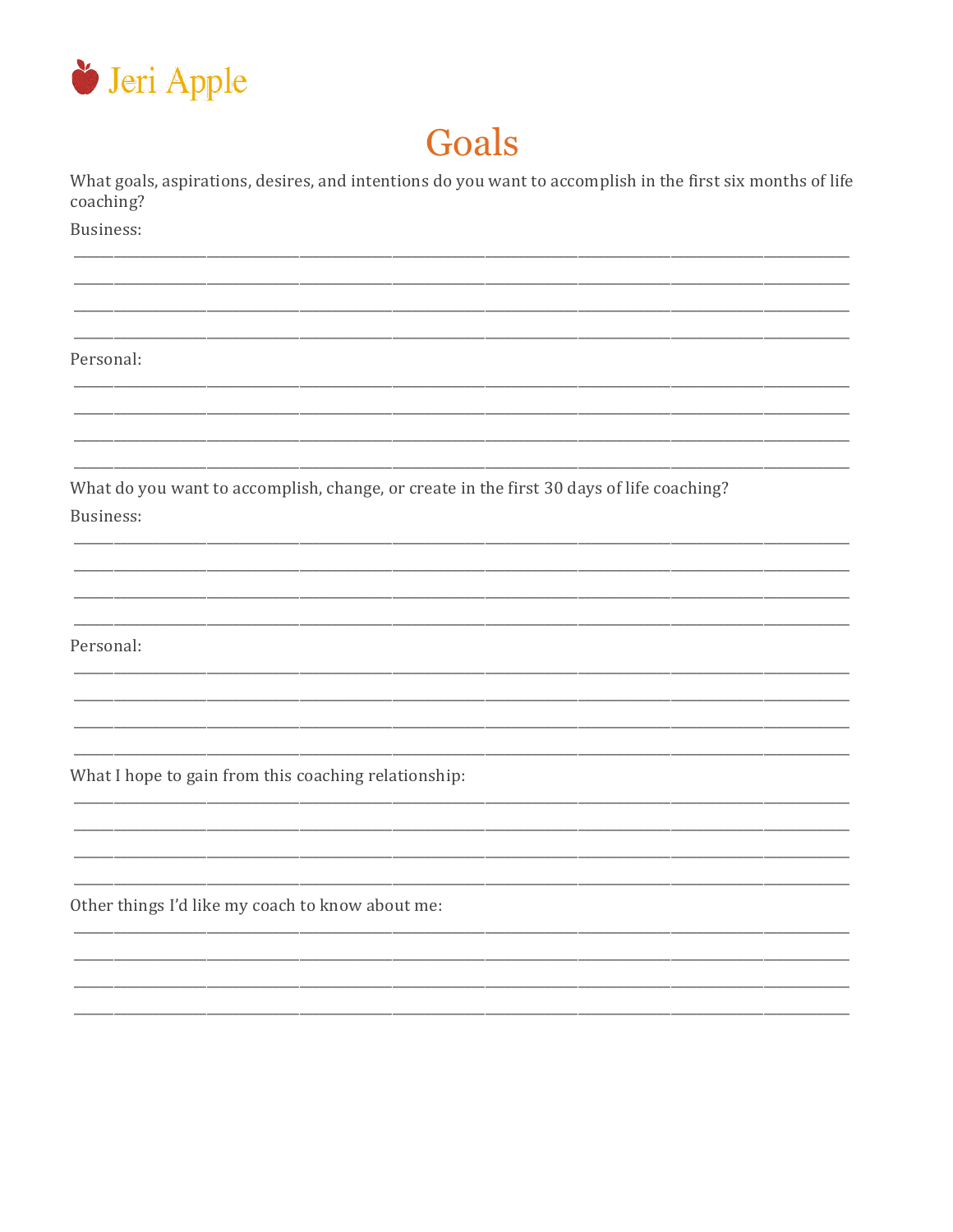Jeri Apple

# Goals

What goals, aspirations, desires, and intentions do you want to accomplish in the first six months of life coaching?

Business:

________________________________________________________________________________
________________________________________________________________________________
________________________________________________________________________________
________________________________________________________________________________

Personal:

________________________________________________________________________________
________________________________________________________________________________
________________________________________________________________________________
________________________________________________________________________________

What do you want to accomplish, change, or create in the first 30 days of life coaching?

Business:

________________________________________________________________________________
________________________________________________________________________________
________________________________________________________________________________
________________________________________________________________________________

Personal:

________________________________________________________________________________
________________________________________________________________________________
________________________________________________________________________________
________________________________________________________________________________

What I hope to gain from this coaching relationship:

________________________________________________________________________________
________________________________________________________________________________
________________________________________________________________________________
________________________________________________________________________________

Other things I'd like my coach to know about me:

________________________________________________________________________________
________________________________________________________________________________
________________________________________________________________________________
________________________________________________________________________________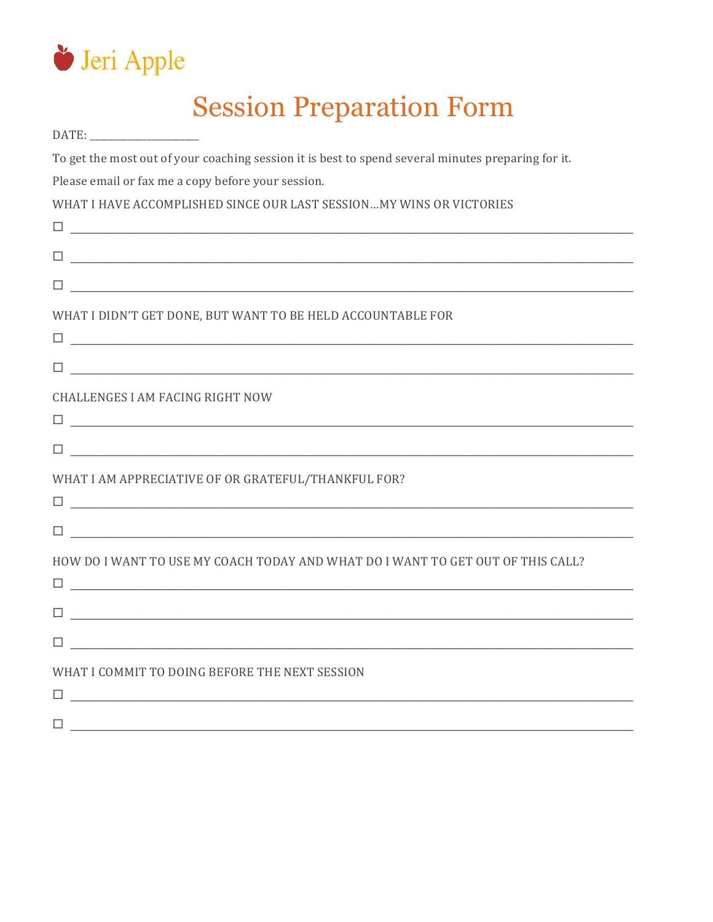Jeri Apple

# Session Preparation Form

DATE: ____________________

To get the most out of your coaching session it is best to spend several minutes preparing for it.

Please email or fax me a copy before your session.

WHAT I HAVE ACCOMPLISHED SINCE OUR LAST SESSION…MY WINS OR VICTORIES

- ☐ ________________________________________________________________________________
- ☐ ________________________________________________________________________________
- ☐ ________________________________________________________________________________

WHAT I DIDN'T GET DONE, BUT WANT TO BE HELD ACCOUNTABLE FOR

- ☐ ________________________________________________________________________________
- ☐ ________________________________________________________________________________

CHALLENGES I AM FACING RIGHT NOW

- ☐ ________________________________________________________________________________
- ☐ ________________________________________________________________________________

WHAT I AM APPRECIATIVE OF OR GRATEFUL/THANKFUL FOR?

- ☐ ________________________________________________________________________________
- ☐ ________________________________________________________________________________

HOW DO I WANT TO USE MY COACH TODAY AND WHAT DO I WANT TO GET OUT OF THIS CALL?

- ☐ ________________________________________________________________________________
- ☐ ________________________________________________________________________________
- ☐ ________________________________________________________________________________

WHAT I COMMIT TO DOING BEFORE THE NEXT SESSION

- ☐ ________________________________________________________________________________
- ☐ ________________________________________________________________________________